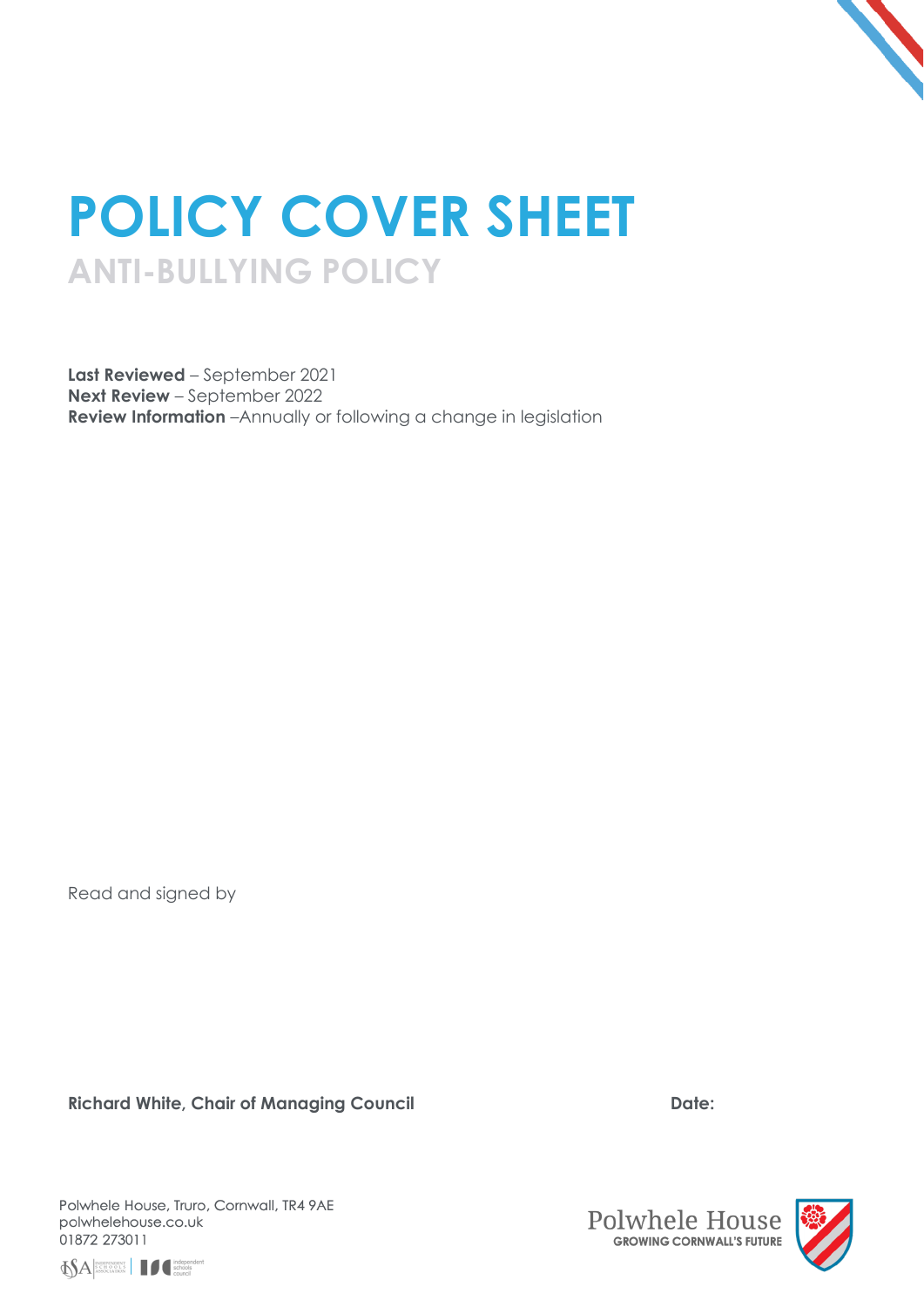# POLICY COVER SHEET

## ANTI-BULLYING POLICY

**Last Reviewed** – September 2021
**Next Review** – September 2022
**Review Information** –Annually or following a change in legislation

Read and signed by

**Richard White, Chair of Managing Council** **Date:**

Polwhele House, Truro, Cornwall, TR4 9AE
polwhelehouse.co.uk
01872 273011

Polwhele House
GROWING CORNWALL'S FUTURE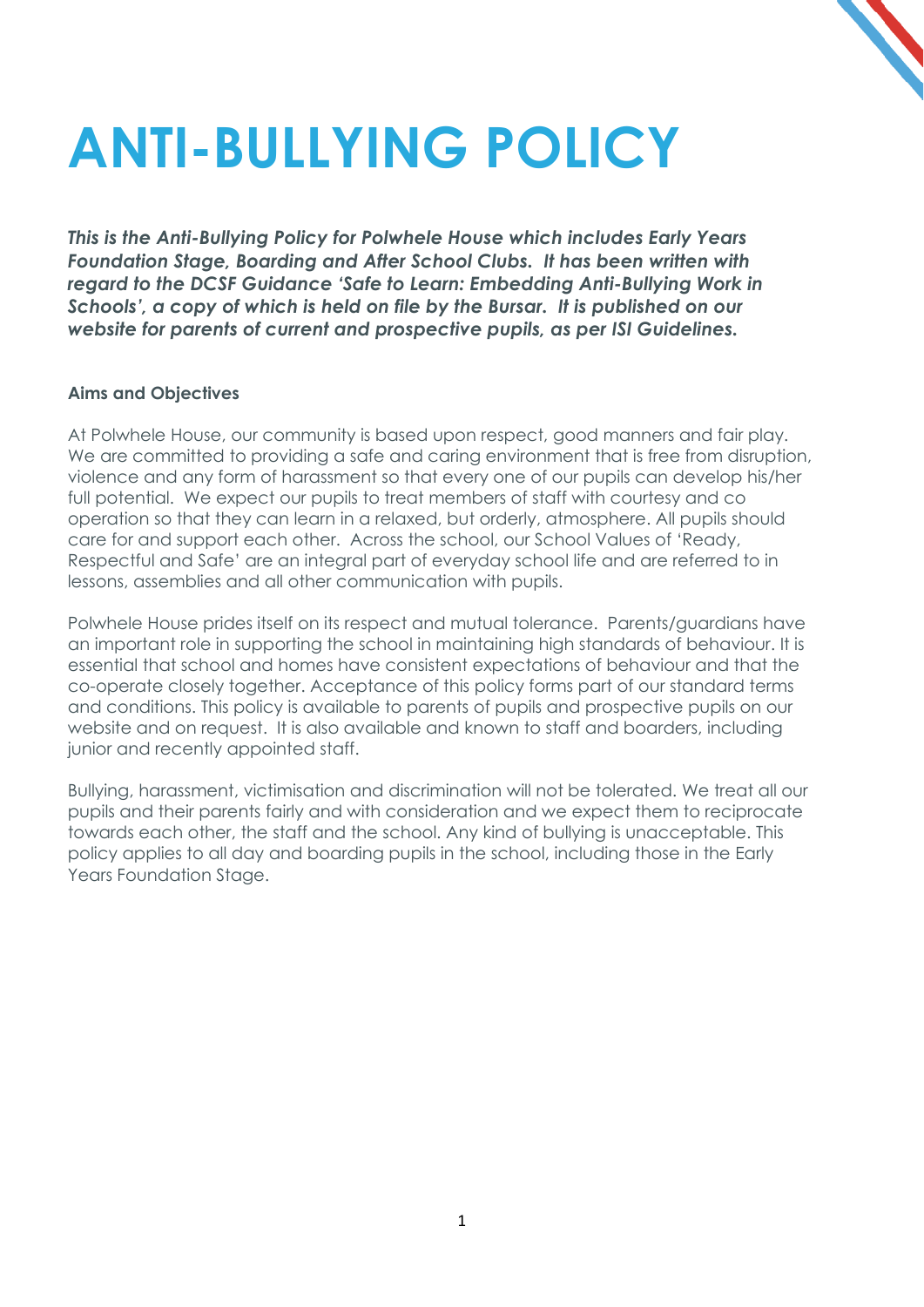# ANTI-BULLYING POLICY

***This is the Anti-Bullying Policy for Polwhele House which includes Early Years Foundation Stage, Boarding and After School Clubs. It has been written with regard to the DCSF Guidance 'Safe to Learn: Embedding Anti-Bullying Work in Schools', a copy of which is held on file by the Bursar. It is published on our website for parents of current and prospective pupils, as per ISI Guidelines.***

**Aims and Objectives**

At Polwhele House, our community is based upon respect, good manners and fair play. We are committed to providing a safe and caring environment that is free from disruption, violence and any form of harassment so that every one of our pupils can develop his/her full potential. We expect our pupils to treat members of staff with courtesy and co operation so that they can learn in a relaxed, but orderly, atmosphere. All pupils should care for and support each other. Across the school, our School Values of 'Ready, Respectful and Safe' are an integral part of everyday school life and are referred to in lessons, assemblies and all other communication with pupils.

Polwhele House prides itself on its respect and mutual tolerance. Parents/guardians have an important role in supporting the school in maintaining high standards of behaviour. It is essential that school and homes have consistent expectations of behaviour and that the co-operate closely together. Acceptance of this policy forms part of our standard terms and conditions. This policy is available to parents of pupils and prospective pupils on our website and on request. It is also available and known to staff and boarders, including junior and recently appointed staff.

Bullying, harassment, victimisation and discrimination will not be tolerated. We treat all our pupils and their parents fairly and with consideration and we expect them to reciprocate towards each other, the staff and the school. Any kind of bullying is unacceptable. This policy applies to all day and boarding pupils in the school, including those in the Early Years Foundation Stage.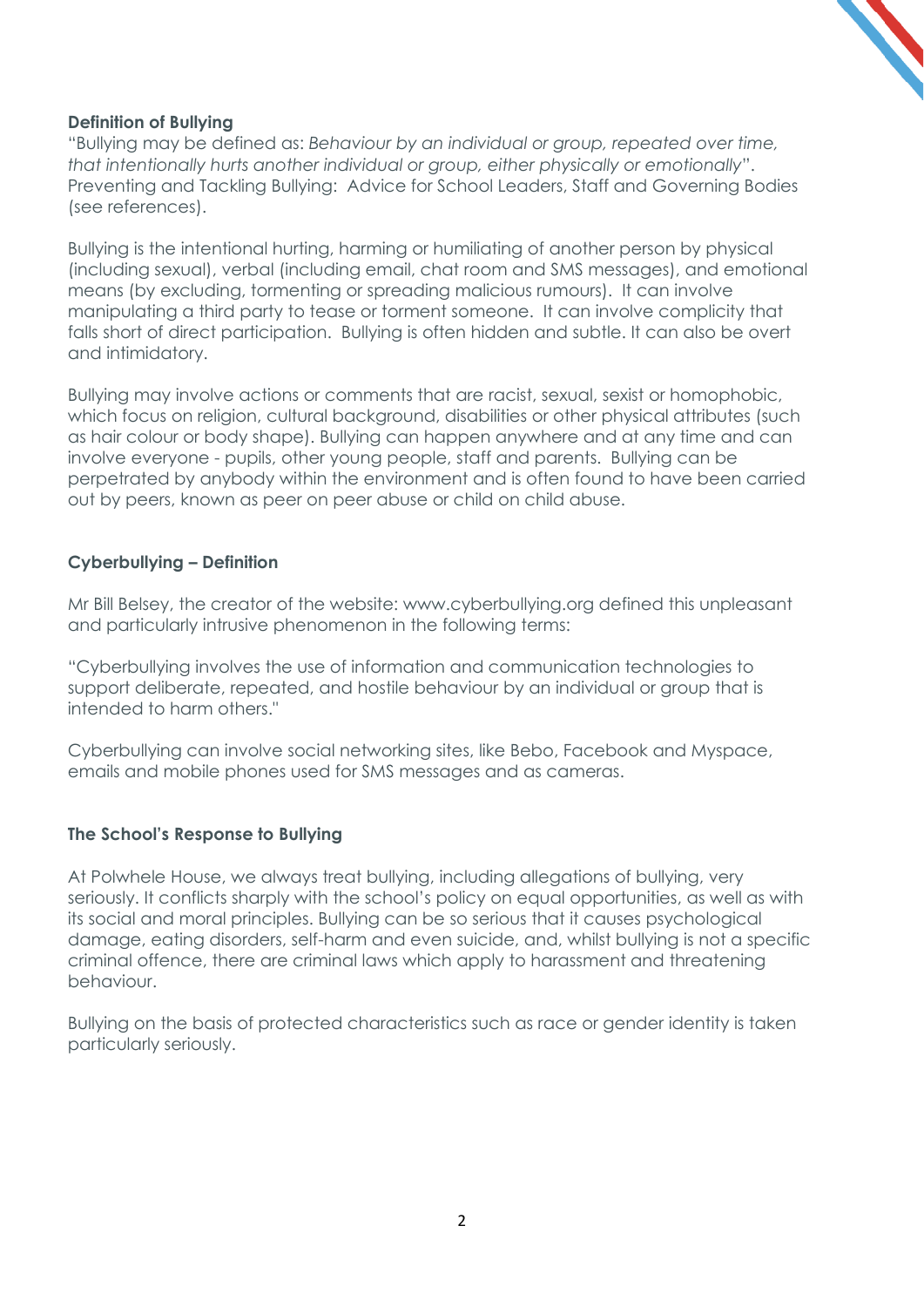### Definition of Bullying

"Bullying may be defined as: *Behaviour by an individual or group, repeated over time, that intentionally hurts another individual or group, either physically or emotionally*". Preventing and Tackling Bullying: Advice for School Leaders, Staff and Governing Bodies (see references).

Bullying is the intentional hurting, harming or humiliating of another person by physical (including sexual), verbal (including email, chat room and SMS messages), and emotional means (by excluding, tormenting or spreading malicious rumours). It can involve manipulating a third party to tease or torment someone. It can involve complicity that falls short of direct participation. Bullying is often hidden and subtle. It can also be overt and intimidatory.

Bullying may involve actions or comments that are racist, sexual, sexist or homophobic, which focus on religion, cultural background, disabilities or other physical attributes (such as hair colour or body shape). Bullying can happen anywhere and at any time and can involve everyone - pupils, other young people, staff and parents. Bullying can be perpetrated by anybody within the environment and is often found to have been carried out by peers, known as peer on peer abuse or child on child abuse.

### Cyberbullying – Definition

Mr Bill Belsey, the creator of the website: www.cyberbullying.org defined this unpleasant and particularly intrusive phenomenon in the following terms:

"Cyberbullying involves the use of information and communication technologies to support deliberate, repeated, and hostile behaviour by an individual or group that is intended to harm others."

Cyberbullying can involve social networking sites, like Bebo, Facebook and Myspace, emails and mobile phones used for SMS messages and as cameras.

### The School's Response to Bullying

At Polwhele House, we always treat bullying, including allegations of bullying, very seriously. It conflicts sharply with the school's policy on equal opportunities, as well as with its social and moral principles. Bullying can be so serious that it causes psychological damage, eating disorders, self-harm and even suicide, and, whilst bullying is not a specific criminal offence, there are criminal laws which apply to harassment and threatening behaviour.

Bullying on the basis of protected characteristics such as race or gender identity is taken particularly seriously.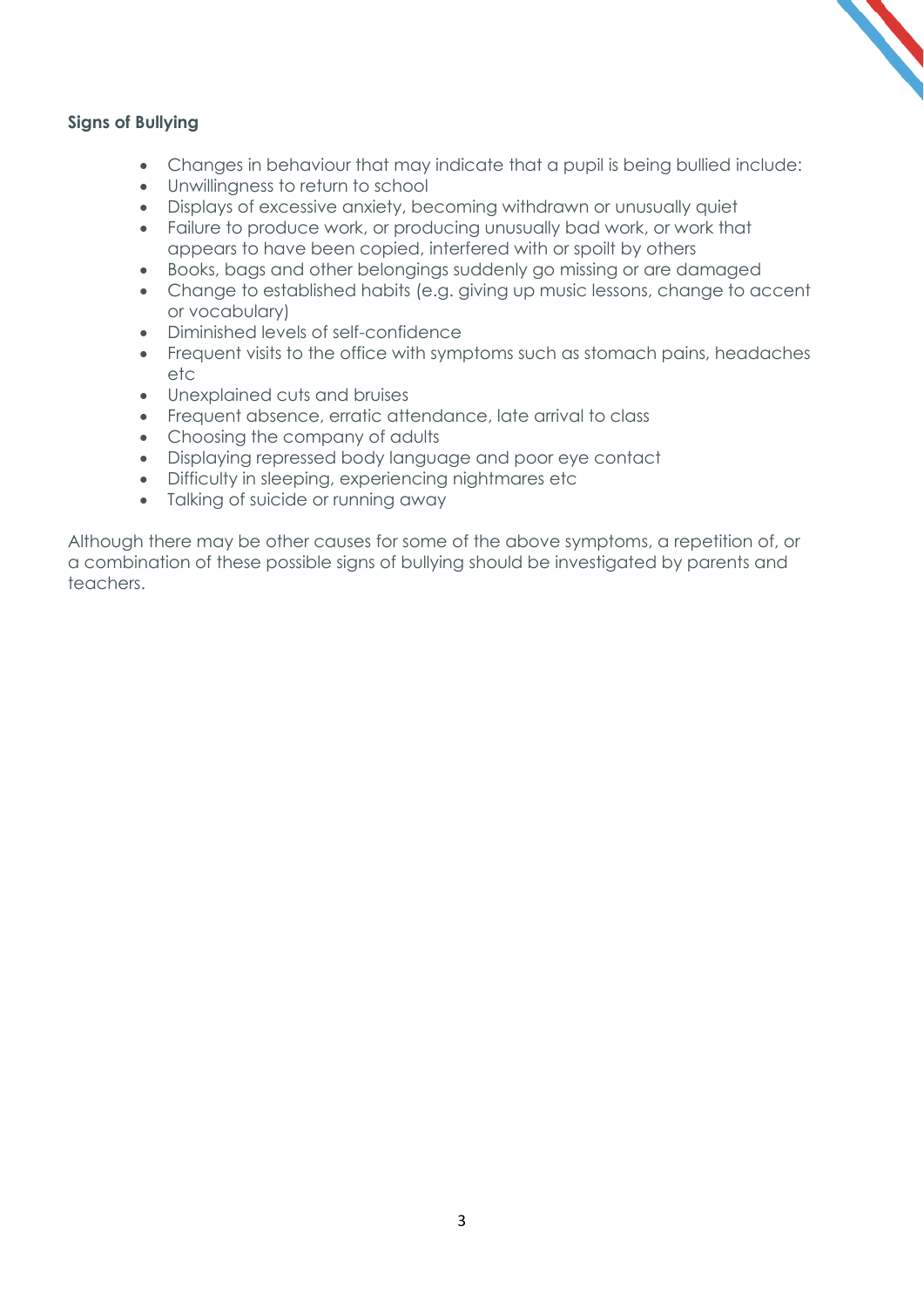**Signs of Bullying**

- Changes in behaviour that may indicate that a pupil is being bullied include:
- Unwillingness to return to school
- Displays of excessive anxiety, becoming withdrawn or unusually quiet
- Failure to produce work, or producing unusually bad work, or work that appears to have been copied, interfered with or spoilt by others
- Books, bags and other belongings suddenly go missing or are damaged
- Change to established habits (e.g. giving up music lessons, change to accent or vocabulary)
- Diminished levels of self-confidence
- Frequent visits to the office with symptoms such as stomach pains, headaches etc
- Unexplained cuts and bruises
- Frequent absence, erratic attendance, late arrival to class
- Choosing the company of adults
- Displaying repressed body language and poor eye contact
- Difficulty in sleeping, experiencing nightmares etc
- Talking of suicide or running away

Although there may be other causes for some of the above symptoms, a repetition of, or a combination of these possible signs of bullying should be investigated by parents and teachers.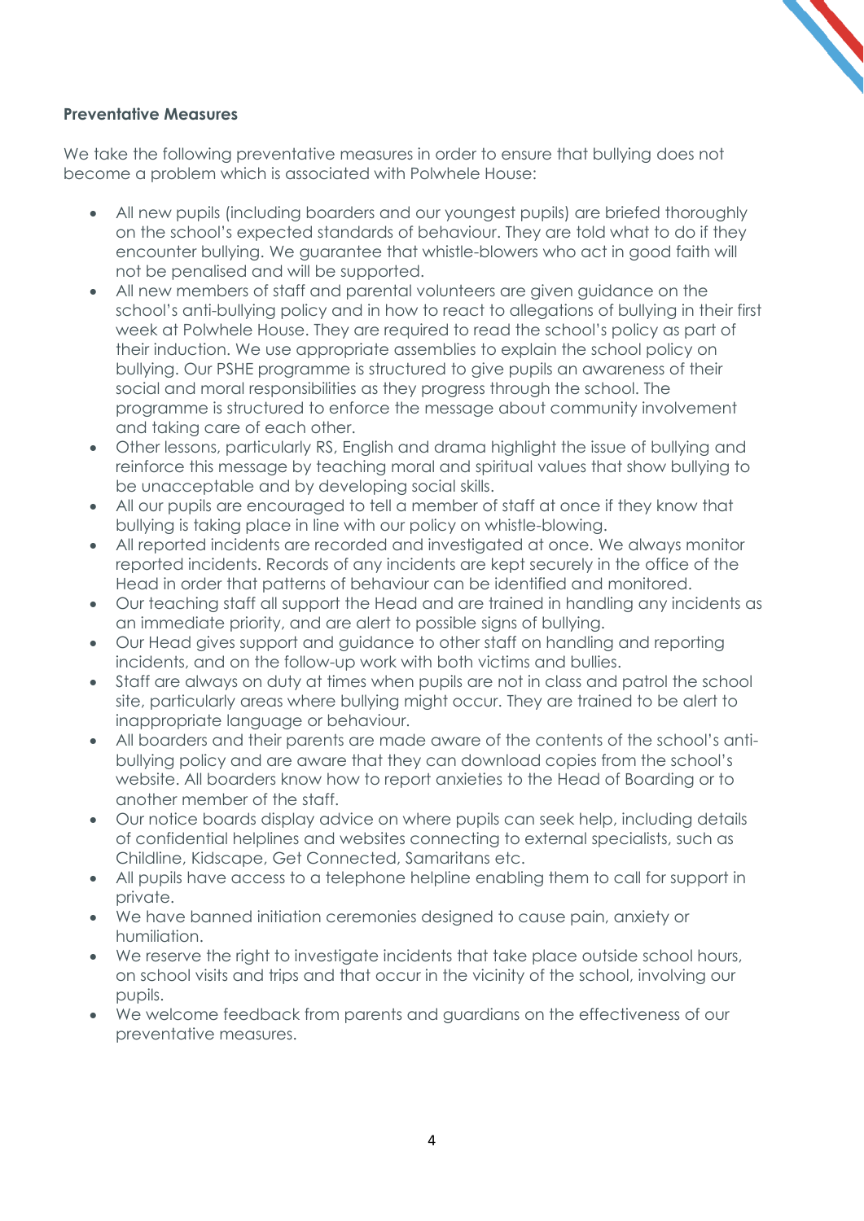**Preventative Measures**

We take the following preventative measures in order to ensure that bullying does not become a problem which is associated with Polwhele House:

- All new pupils (including boarders and our youngest pupils) are briefed thoroughly on the school's expected standards of behaviour. They are told what to do if they encounter bullying. We guarantee that whistle-blowers who act in good faith will not be penalised and will be supported.
- All new members of staff and parental volunteers are given guidance on the school's anti-bullying policy and in how to react to allegations of bullying in their first week at Polwhele House. They are required to read the school's policy as part of their induction. We use appropriate assemblies to explain the school policy on bullying. Our PSHE programme is structured to give pupils an awareness of their social and moral responsibilities as they progress through the school. The programme is structured to enforce the message about community involvement and taking care of each other.
- Other lessons, particularly RS, English and drama highlight the issue of bullying and reinforce this message by teaching moral and spiritual values that show bullying to be unacceptable and by developing social skills.
- All our pupils are encouraged to tell a member of staff at once if they know that bullying is taking place in line with our policy on whistle-blowing.
- All reported incidents are recorded and investigated at once. We always monitor reported incidents. Records of any incidents are kept securely in the office of the Head in order that patterns of behaviour can be identified and monitored.
- Our teaching staff all support the Head and are trained in handling any incidents as an immediate priority, and are alert to possible signs of bullying.
- Our Head gives support and guidance to other staff on handling and reporting incidents, and on the follow-up work with both victims and bullies.
- Staff are always on duty at times when pupils are not in class and patrol the school site, particularly areas where bullying might occur. They are trained to be alert to inappropriate language or behaviour.
- All boarders and their parents are made aware of the contents of the school's anti-bullying policy and are aware that they can download copies from the school's website. All boarders know how to report anxieties to the Head of Boarding or to another member of the staff.
- Our notice boards display advice on where pupils can seek help, including details of confidential helplines and websites connecting to external specialists, such as Childline, Kidscape, Get Connected, Samaritans etc.
- All pupils have access to a telephone helpline enabling them to call for support in private.
- We have banned initiation ceremonies designed to cause pain, anxiety or humiliation.
- We reserve the right to investigate incidents that take place outside school hours, on school visits and trips and that occur in the vicinity of the school, involving our pupils.
- We welcome feedback from parents and guardians on the effectiveness of our preventative measures.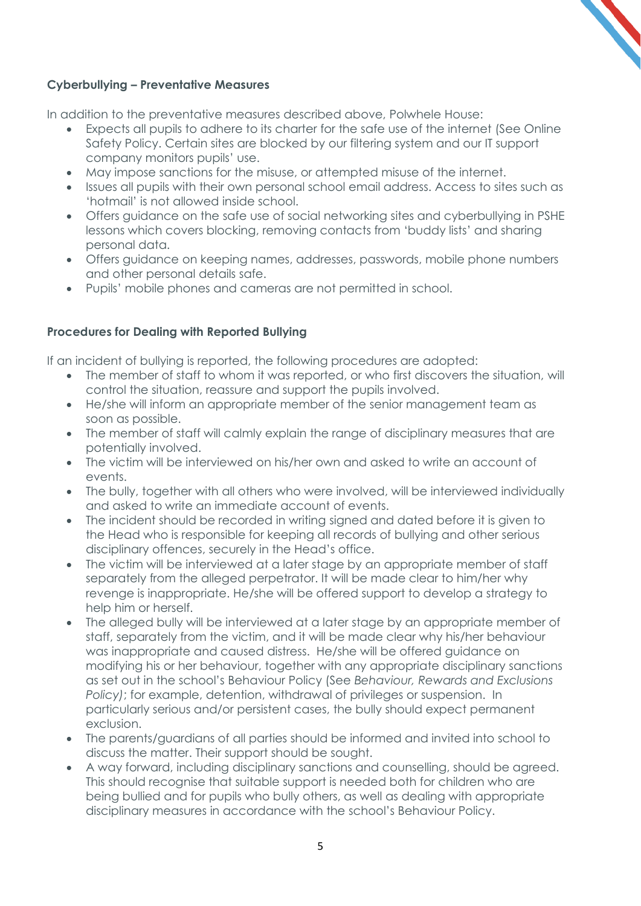**Cyberbullying – Preventative Measures**

In addition to the preventative measures described above, Polwhele House:

- Expects all pupils to adhere to its charter for the safe use of the internet (See Online Safety Policy. Certain sites are blocked by our filtering system and our IT support company monitors pupils' use.
- May impose sanctions for the misuse, or attempted misuse of the internet.
- Issues all pupils with their own personal school email address. Access to sites such as 'hotmail' is not allowed inside school.
- Offers guidance on the safe use of social networking sites and cyberbullying in PSHE lessons which covers blocking, removing contacts from 'buddy lists' and sharing personal data.
- Offers guidance on keeping names, addresses, passwords, mobile phone numbers and other personal details safe.
- Pupils' mobile phones and cameras are not permitted in school.

**Procedures for Dealing with Reported Bullying**

If an incident of bullying is reported, the following procedures are adopted:

- The member of staff to whom it was reported, or who first discovers the situation, will control the situation, reassure and support the pupils involved.
- He/she will inform an appropriate member of the senior management team as soon as possible.
- The member of staff will calmly explain the range of disciplinary measures that are potentially involved.
- The victim will be interviewed on his/her own and asked to write an account of events.
- The bully, together with all others who were involved, will be interviewed individually and asked to write an immediate account of events.
- The incident should be recorded in writing signed and dated before it is given to the Head who is responsible for keeping all records of bullying and other serious disciplinary offences, securely in the Head's office.
- The victim will be interviewed at a later stage by an appropriate member of staff separately from the alleged perpetrator. It will be made clear to him/her why revenge is inappropriate. He/she will be offered support to develop a strategy to help him or herself.
- The alleged bully will be interviewed at a later stage by an appropriate member of staff, separately from the victim, and it will be made clear why his/her behaviour was inappropriate and caused distress. He/she will be offered guidance on modifying his or her behaviour, together with any appropriate disciplinary sanctions as set out in the school's Behaviour Policy (See *Behaviour, Rewards and Exclusions Policy)*; for example, detention, withdrawal of privileges or suspension. In particularly serious and/or persistent cases, the bully should expect permanent exclusion.
- The parents/guardians of all parties should be informed and invited into school to discuss the matter. Their support should be sought.
- A way forward, including disciplinary sanctions and counselling, should be agreed. This should recognise that suitable support is needed both for children who are being bullied and for pupils who bully others, as well as dealing with appropriate disciplinary measures in accordance with the school's Behaviour Policy.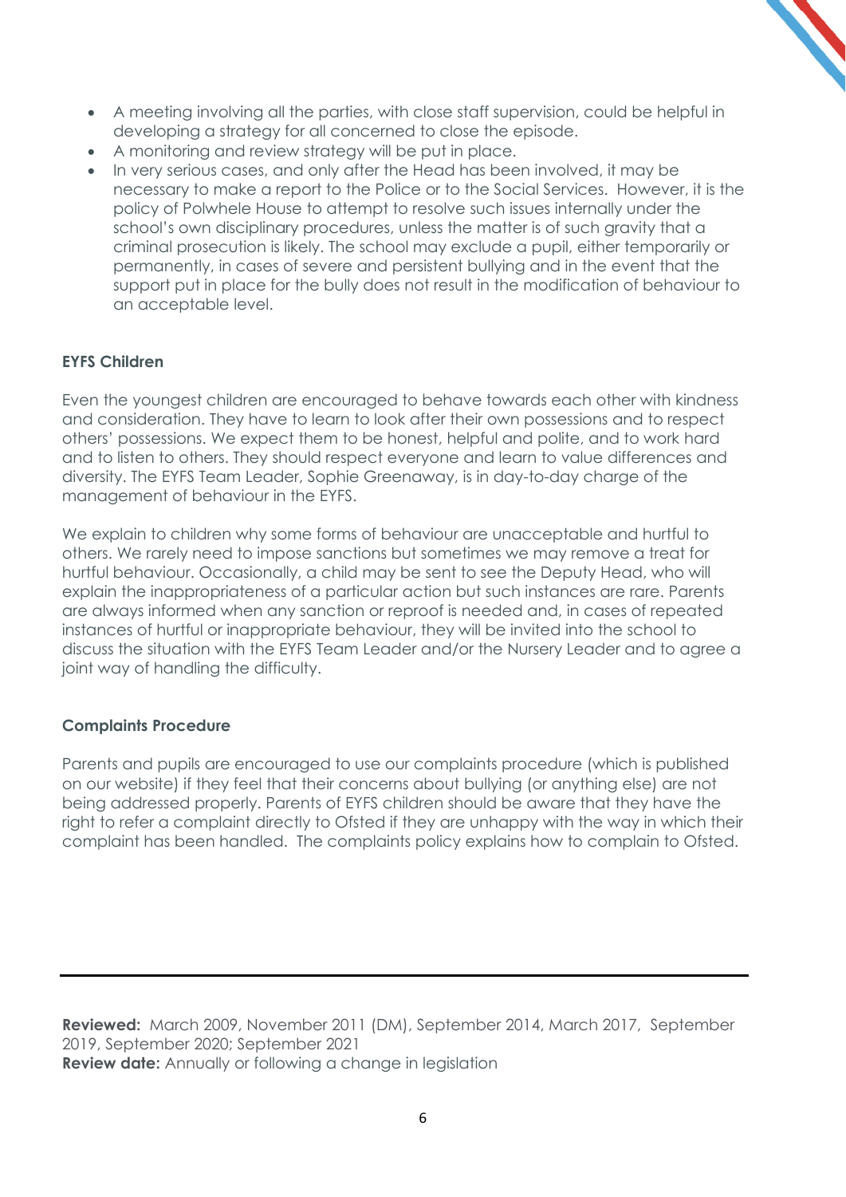- A meeting involving all the parties, with close staff supervision, could be helpful in developing a strategy for all concerned to close the episode.
- A monitoring and review strategy will be put in place.
- In very serious cases, and only after the Head has been involved, it may be necessary to make a report to the Police or to the Social Services. However, it is the policy of Polwhele House to attempt to resolve such issues internally under the school's own disciplinary procedures, unless the matter is of such gravity that a criminal prosecution is likely. The school may exclude a pupil, either temporarily or permanently, in cases of severe and persistent bullying and in the event that the support put in place for the bully does not result in the modification of behaviour to an acceptable level.

**EYFS Children**

Even the youngest children are encouraged to behave towards each other with kindness and consideration. They have to learn to look after their own possessions and to respect others' possessions. We expect them to be honest, helpful and polite, and to work hard and to listen to others. They should respect everyone and learn to value differences and diversity. The EYFS Team Leader, Sophie Greenaway, is in day-to-day charge of the management of behaviour in the EYFS.

We explain to children why some forms of behaviour are unacceptable and hurtful to others. We rarely need to impose sanctions but sometimes we may remove a treat for hurtful behaviour. Occasionally, a child may be sent to see the Deputy Head, who will explain the inappropriateness of a particular action but such instances are rare. Parents are always informed when any sanction or reproof is needed and, in cases of repeated instances of hurtful or inappropriate behaviour, they will be invited into the school to discuss the situation with the EYFS Team Leader and/or the Nursery Leader and to agree a joint way of handling the difficulty.

**Complaints Procedure**

Parents and pupils are encouraged to use our complaints procedure (which is published on our website) if they feel that their concerns about bullying (or anything else) are not being addressed properly. Parents of EYFS children should be aware that they have the right to refer a complaint directly to Ofsted if they are unhappy with the way in which their complaint has been handled. The complaints policy explains how to complain to Ofsted.

---

**Reviewed:** March 2009, November 2011 (DM), September 2014, March 2017, September 2019, September 2020; September 2021
**Review date:** Annually or following a change in legislation